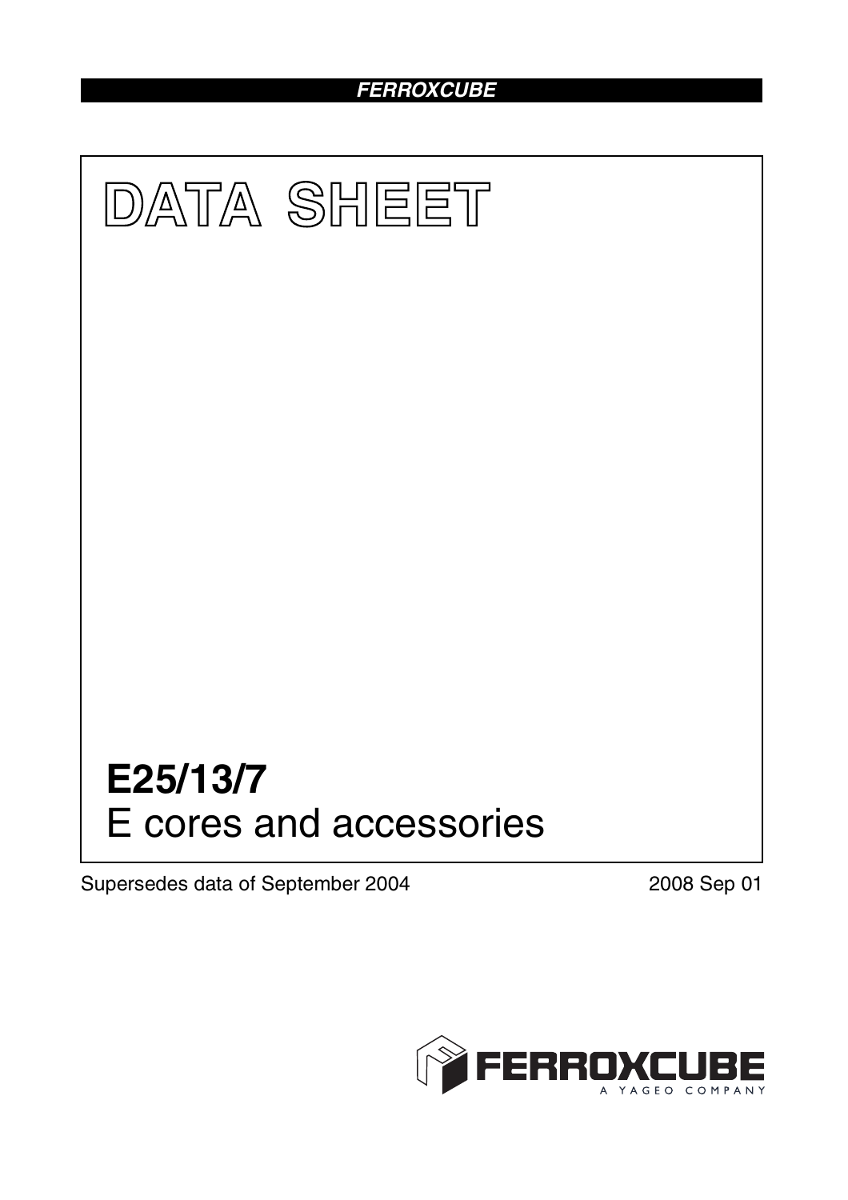FERROXCUBE

# DATA SHEET

# E25/13/7
E cores and accessories

Supersedes data of September 2004

2008 Sep 01

FERROXCUBE
A YAGEO COMPANY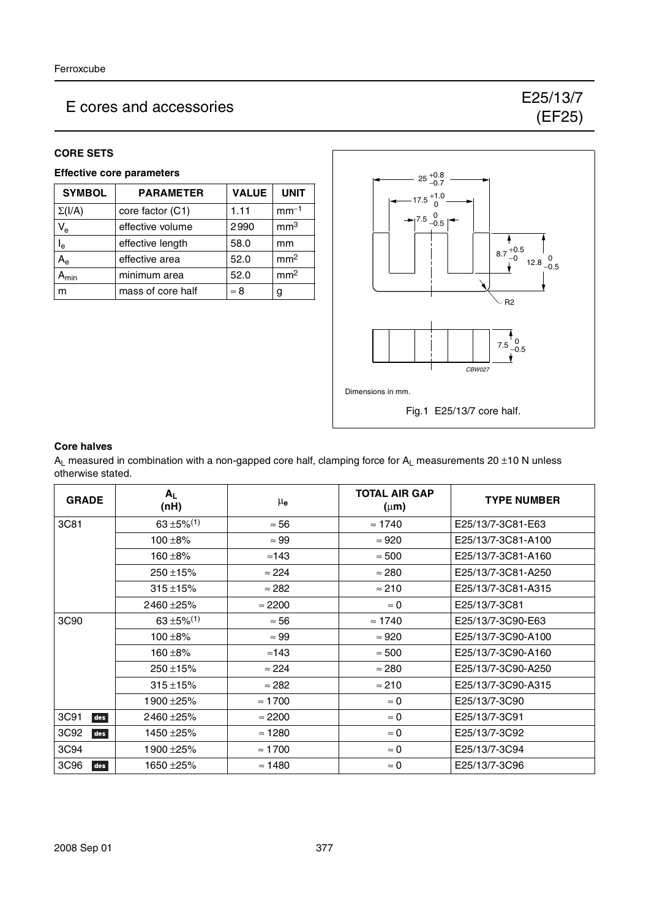# E cores and accessories

## E25/13/7 (EF25)

### CORE SETS

#### Effective core parameters

| SYMBOL | PARAMETER | VALUE | UNIT |
|---|---|---|---|
| $\Sigma(l/A)$ | core factor (C1) | 1.11 | $mm^{-1}$ |
| $V_e$ | effective volume | 2990 | $mm^3$ |
| $l_e$ | effective length | 58.0 | mm |
| $A_e$ | effective area | 52.0 | $mm^2$ |
| $A_{min}$ | minimum area | 52.0 | $mm^2$ |
| m | mass of core half | ≈ 8 | g |

Dimensions in mm.

Fig.1 E25/13/7 core half.

#### Core halves

$A_L$ measured in combination with a non-gapped core half, clamping force for $A_L$ measurements 20 ±10 N unless otherwise stated.

| GRADE | $A_L$ (nH) | $\mu_e$ | TOTAL AIR GAP (μm) | TYPE NUMBER |
|---|---|---|---|---|
| 3C81 | 63 ±5%(1) | ≈ 56 | ≈ 1740 | E25/13/7-3C81-E63 |
| | 100 ±8% | ≈ 99 | ≈ 920 | E25/13/7-3C81-A100 |
| | 160 ±8% | ≈143 | ≈ 500 | E25/13/7-3C81-A160 |
| | 250 ±15% | ≈ 224 | ≈ 280 | E25/13/7-3C81-A250 |
| | 315 ±15% | ≈ 282 | ≈ 210 | E25/13/7-3C81-A315 |
| | 2460 ±25% | ≈ 2200 | ≈ 0 | E25/13/7-3C81 |
| 3C90 | 63 ±5%(1) | ≈ 56 | ≈ 1740 | E25/13/7-3C90-E63 |
| | 100 ±8% | ≈ 99 | ≈ 920 | E25/13/7-3C90-A100 |
| | 160 ±8% | ≈143 | ≈ 500 | E25/13/7-3C90-A160 |
| | 250 ±15% | ≈ 224 | ≈ 280 | E25/13/7-3C90-A250 |
| | 315 ±15% | ≈ 282 | ≈ 210 | E25/13/7-3C90-A315 |
| | 1900 ±25% | ≈ 1700 | ≈ 0 | E25/13/7-3C90 |
| 3C91 des | 2460 ±25% | ≈ 2200 | ≈ 0 | E25/13/7-3C91 |
| 3C92 des | 1450 ±25% | ≈ 1280 | ≈ 0 | E25/13/7-3C92 |
| 3C94 | 1900 ±25% | ≈ 1700 | ≈ 0 | E25/13/7-3C94 |
| 3C96 des | 1650 ±25% | ≈ 1480 | ≈ 0 | E25/13/7-3C96 |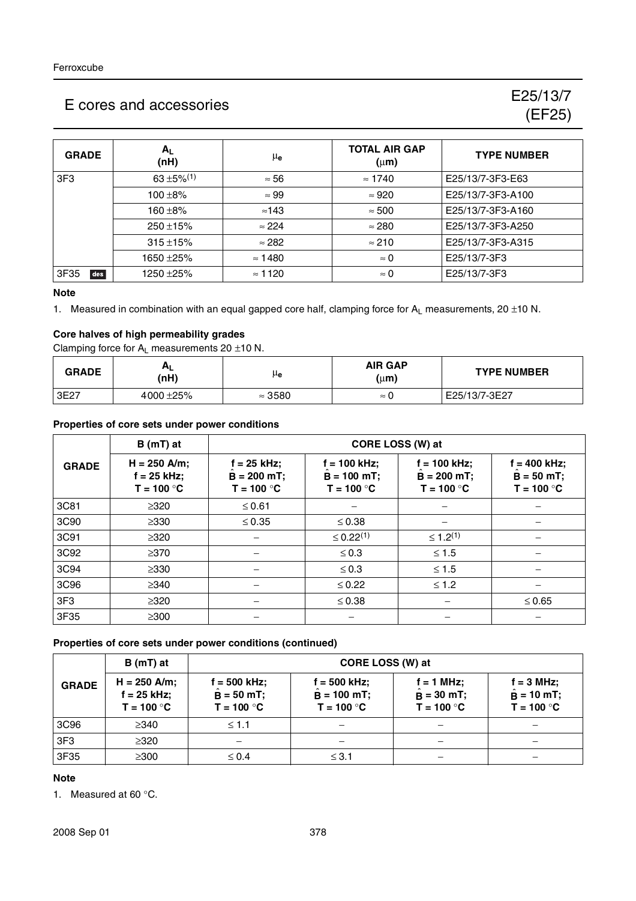# E cores and accessories

## E25/13/7 (EF25)

| GRADE | $A_L$ (nH) | $\mu_e$ | TOTAL AIR GAP ($\mu$m) | TYPE NUMBER |
|---|---|---|---|---|
| 3F3 | 63 ±5%[1] | ≈ 56 | ≈ 1740 | E25/13/7-3F3-E63 |
| | 100 ±8% | ≈ 99 | ≈ 920 | E25/13/7-3F3-A100 |
| | 160 ±8% | ≈143 | ≈ 500 | E25/13/7-3F3-A160 |
| | 250 ±15% | ≈ 224 | ≈ 280 | E25/13/7-3F3-A250 |
| | 315 ±15% | ≈ 282 | ≈ 210 | E25/13/7-3F3-A315 |
| | 1650 ±25% | ≈ 1480 | ≈ 0 | E25/13/7-3F3 |
| 3F35 des | 1250 ±25% | ≈ 1120 | ≈ 0 | E25/13/7-3F3 |

**Note**

1. Measured in combination with an equal gapped core half, clamping force for $A_L$ measurements, 20 ±10 N.

### Core halves of high permeability grades

Clamping force for $A_L$ measurements 20 ±10 N.

| GRADE | $A_L$ (nH) | $\mu_e$ | AIR GAP ($\mu$m) | TYPE NUMBER |
|---|---|---|---|---|
| 3E27 | 4000 ±25% | ≈ 3580 | ≈ 0 | E25/13/7-3E27 |

### Properties of core sets under power conditions

| GRADE | B (mT) at | CORE LOSS (W) at | | | |
|---|---|---|---|---|---|
| | H = 250 A/m; f = 25 kHz; T = 100 °C | f = 25 kHz; $\hat{B}$ = 200 mT; T = 100 °C | f = 100 kHz; $\hat{B}$ = 100 mT; T = 100 °C | f = 100 kHz; $\hat{B}$ = 200 mT; T = 100 °C | f = 400 kHz; $\hat{B}$ = 50 mT; T = 100 °C |
| 3C81 | ≥320 | ≤ 0.61 | – | – | – |
| 3C90 | ≥330 | ≤ 0.35 | ≤ 0.38 | – | – |
| 3C91 | ≥320 | – | ≤ 0.22[1] | ≤ 1.2[1] | – |
| 3C92 | ≥370 | – | ≤ 0.3 | ≤ 1.5 | – |
| 3C94 | ≥330 | – | ≤ 0.3 | ≤ 1.5 | – |
| 3C96 | ≥340 | – | ≤ 0.22 | ≤ 1.2 | – |
| 3F3 | ≥320 | – | ≤ 0.38 | – | ≤ 0.65 |
| 3F35 | ≥300 | – | – | – | – |

### Properties of core sets under power conditions (continued)

| GRADE | B (mT) at | CORE LOSS (W) at | | | |
|---|---|---|---|---|---|
| | H = 250 A/m; f = 25 kHz; T = 100 °C | f = 500 kHz; $\hat{B}$ = 50 mT; T = 100 °C | f = 500 kHz; $\hat{B}$ = 100 mT; T = 100 °C | f = 1 MHz; $\hat{B}$ = 30 mT; T = 100 °C | f = 3 MHz; $\hat{B}$ = 10 mT; T = 100 °C |
| 3C96 | ≥340 | ≤ 1.1 | – | – | – |
| 3F3 | ≥320 | – | – | – | – |
| 3F35 | ≥300 | ≤ 0.4 | ≤ 3.1 | – | – |

**Note**

1. Measured at 60 °C.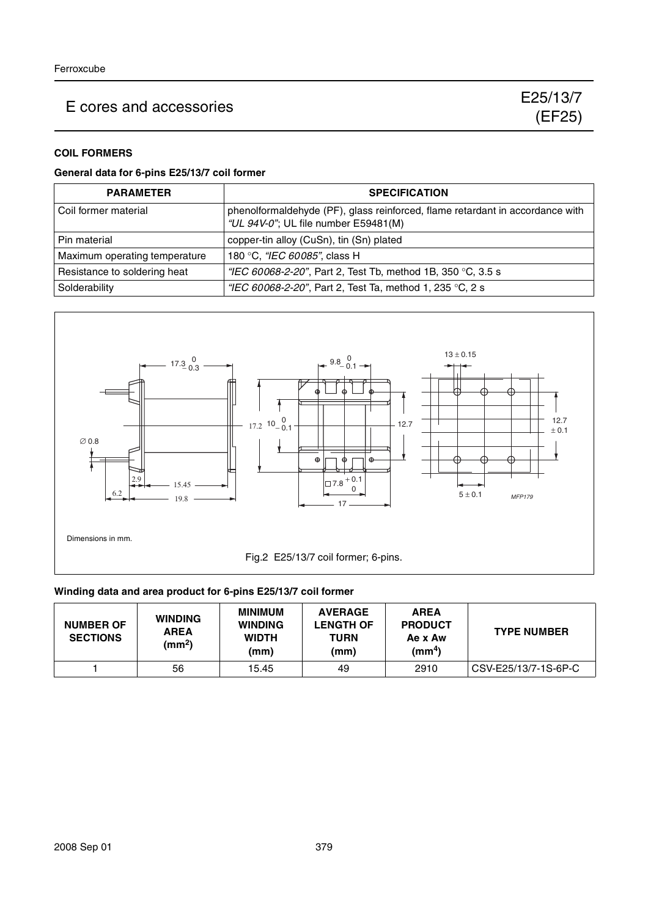## COIL FORMERS

### General data for 6-pins E25/13/7 coil former

| PARAMETER | SPECIFICATION |
| --- | --- |
| Coil former material | phenolformaldehyde (PF), glass reinforced, flame retardant in accordance with *"UL 94V-0"*; UL file number E59481(M) |
| Pin material | copper-tin alloy (CuSn), tin (Sn) plated |
| Maximum operating temperature | 180 °C, *"IEC 60085"*, class H |
| Resistance to soldering heat | *"IEC 60068-2-20"*, Part 2, Test Tb, method 1B, 350 °C, 3.5 s |
| Solderability | *"IEC 60068-2-20"*, Part 2, Test Ta, method 1, 235 °C, 2 s |

Dimensions in mm.

Fig.2 E25/13/7 coil former; 6-pins.

### Winding data and area product for 6-pins E25/13/7 coil former

| NUMBER OF SECTIONS | WINDING AREA ($mm^2$) | MINIMUM WINDING WIDTH (mm) | AVERAGE LENGTH OF TURN (mm) | AREA PRODUCT Ae x Aw ($mm^4$) | TYPE NUMBER |
| --- | --- | --- | --- | --- | --- |
| 1 | 56 | 15.45 | 49 | 2910 | CSV-E25/13/7-1S-6P-C |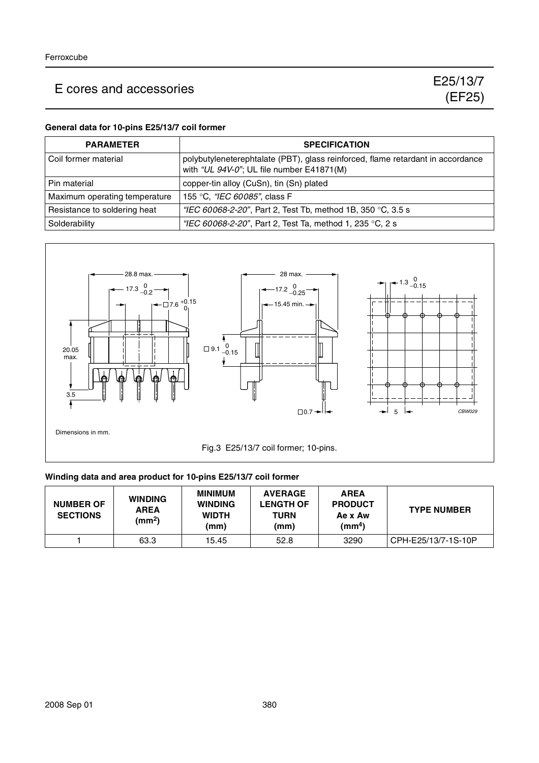# E cores and accessories

## E25/13/7 (EF25)

### General data for 10-pins E25/13/7 coil former

| PARAMETER | SPECIFICATION |
| --- | --- |
| Coil former material | polybutyleneterephtalate (PBT), glass reinforced, flame retardant in accordance with *"UL 94V-0"*; UL file number E41871(M) |
| Pin material | copper-tin alloy (CuSn), tin (Sn) plated |
| Maximum operating temperature | 155 °C, *"IEC 60085"*, class F |
| Resistance to soldering heat | *"IEC 60068-2-20"*, Part 2, Test Tb, method 1B, 350 °C, 3.5 s |
| Solderability | *"IEC 60068-2-20"*, Part 2, Test Ta, method 1, 235 °C, 2 s |

Dimensions in mm.

Fig.3 E25/13/7 coil former; 10-pins.

### Winding data and area product for 10-pins E25/13/7 coil former

| NUMBER OF SECTIONS | WINDING AREA ($mm^2$) | MINIMUM WINDING WIDTH (mm) | AVERAGE LENGTH OF TURN (mm) | AREA PRODUCT Ae x Aw ($mm^4$) | TYPE NUMBER |
| --- | --- | --- | --- | --- | --- |
| 1 | 63.3 | 15.45 | 52.8 | 3290 | CPH-E25/13/7-1S-10P |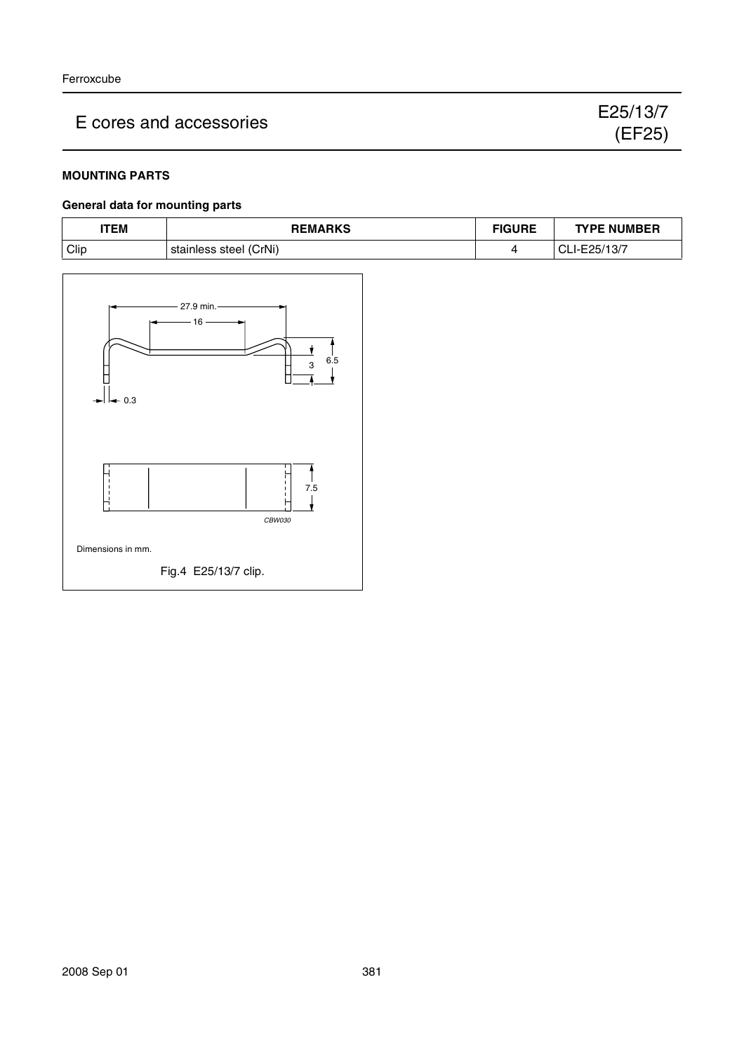## MOUNTING PARTS

### General data for mounting parts

| ITEM | REMARKS | FIGURE | TYPE NUMBER |
|---|---|---|---|
| Clip | stainless steel (CrNi) | 4 | CLI-E25/13/7 |

Dimensions in mm.

Fig.4 E25/13/7 clip.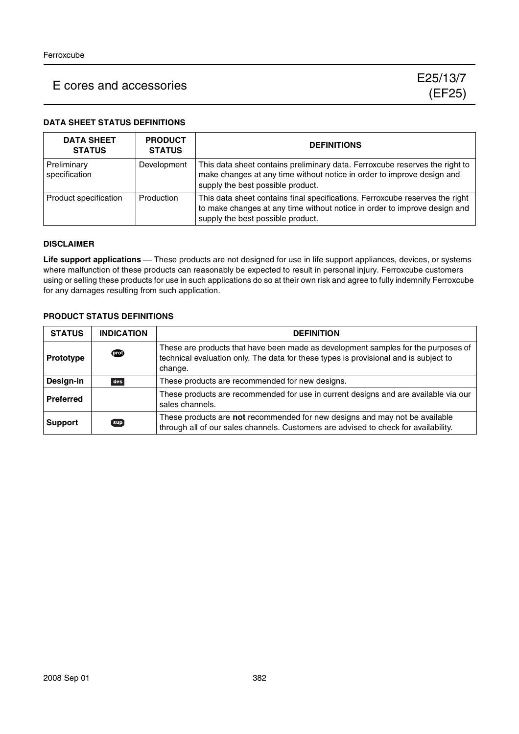## DATA SHEET STATUS DEFINITIONS

| DATA SHEET STATUS | PRODUCT STATUS | DEFINITIONS |
|---|---|---|
| Preliminary specification | Development | This data sheet contains preliminary data. Ferroxcube reserves the right to make changes at any time without notice in order to improve design and supply the best possible product. |
| Product specification | Production | This data sheet contains final specifications. Ferroxcube reserves the right to make changes at any time without notice in order to improve design and supply the best possible product. |

## DISCLAIMER

**Life support applications** — These products are not designed for use in life support appliances, devices, or systems where malfunction of these products can reasonably be expected to result in personal injury. Ferroxcube customers using or selling these products for use in such applications do so at their own risk and agree to fully indemnify Ferroxcube for any damages resulting from such application.

## PRODUCT STATUS DEFINITIONS

| STATUS | INDICATION | DEFINITION |
|---|---|---|
| **Prototype** | prot | These are products that have been made as development samples for the purposes of technical evaluation only. The data for these types is provisional and is subject to change. |
| **Design-in** | des | These products are recommended for new designs. |
| **Preferred** | | These products are recommended for use in current designs and are available via our sales channels. |
| **Support** | sup | These products are **not** recommended for new designs and may not be available through all of our sales channels. Customers are advised to check for availability. |